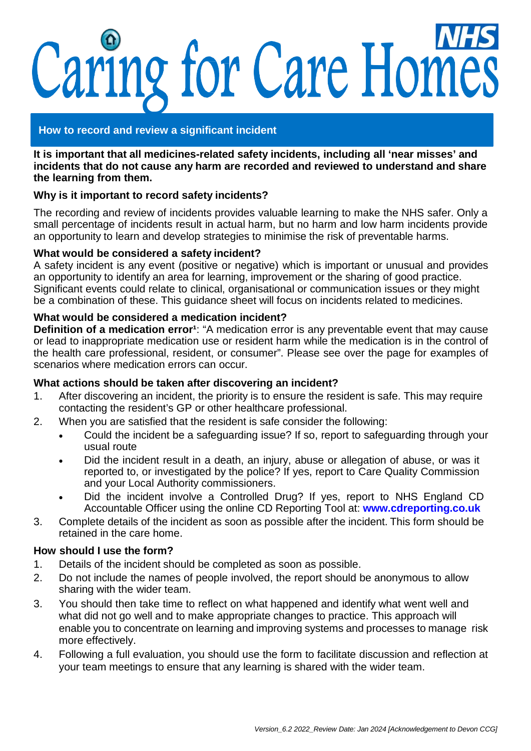# Caring for Care Homes

NHS

## How to record and review a significant incident

**It is important that all medicines-related safety incidents, including all 'near misses' and incidents that do not cause any harm are recorded and reviewed to understand and share the learning from them.**

### Why is it important to record safety incidents?

The recording and review of incidents provides valuable learning to make the NHS safer. Only a small percentage of incidents result in actual harm, but no harm and low harm incidents provide an opportunity to learn and develop strategies to minimise the risk of preventable harms.

### What would be considered a safety incident?

A safety incident is any event (positive or negative) which is important or unusual and provides an opportunity to identify an area for learning, improvement or the sharing of good practice. Significant events could relate to clinical, organisational or communication issues or they might be a combination of these. This guidance sheet will focus on incidents related to medicines.

### What would be considered a medication incident?

**Definition of a medication error[1]**: "A medication error is any preventable event that may cause or lead to inappropriate medication use or resident harm while the medication is in the control of the health care professional, resident, or consumer". Please see over the page for examples of scenarios where medication errors can occur.

### What actions should be taken after discovering an incident?

1. After discovering an incident, the priority is to ensure the resident is safe. This may require contacting the resident's GP or other healthcare professional.
2. When you are satisfied that the resident is safe consider the following:
   - Could the incident be a safeguarding issue? If so, report to safeguarding through your usual route
   - Did the incident result in a death, an injury, abuse or allegation of abuse, or was it reported to, or investigated by the police? If yes, report to Care Quality Commission and your Local Authority commissioners.
   - Did the incident involve a Controlled Drug? If yes, report to NHS England CD Accountable Officer using the online CD Reporting Tool at: **www.cdreporting.co.uk**
3. Complete details of the incident as soon as possible after the incident. This form should be retained in the care home.

### How should I use the form?

1. Details of the incident should be completed as soon as possible.
2. Do not include the names of people involved, the report should be anonymous to allow sharing with the wider team.
3. You should then take time to reflect on what happened and identify what went well and what did not go well and to make appropriate changes to practice. This approach will enable you to concentrate on learning and improving systems and processes to manage risk more effectively.
4. Following a full evaluation, you should use the form to facilitate discussion and reflection at your team meetings to ensure that any learning is shared with the wider team.

*Version_6.2 2022_Review Date: Jan 2024 [Acknowledgement to Devon CCG]*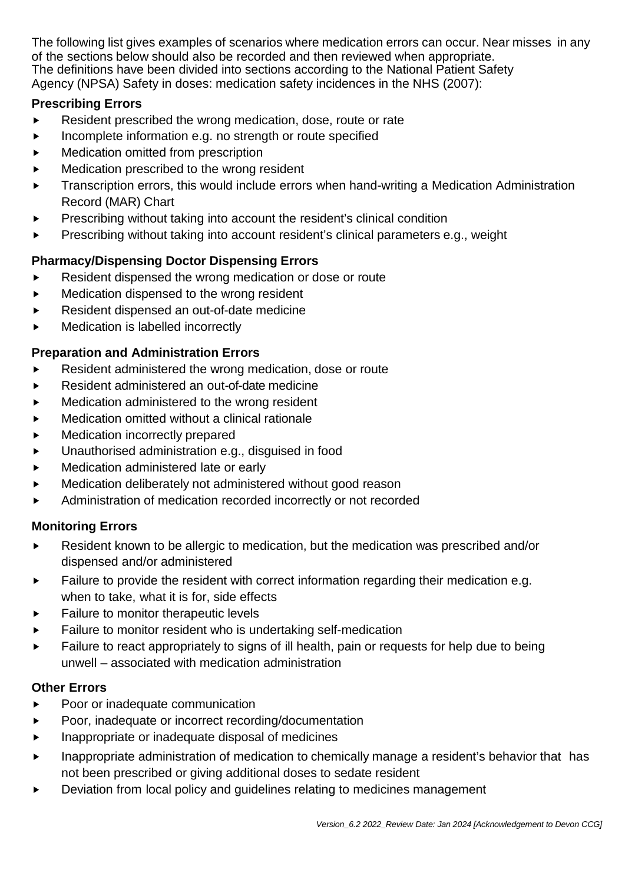The following list gives examples of scenarios where medication errors can occur. Near misses in any of the sections below should also be recorded and then reviewed when appropriate.
The definitions have been divided into sections according to the National Patient Safety Agency (NPSA) Safety in doses: medication safety incidences in the NHS (2007):

**Prescribing Errors**

- Resident prescribed the wrong medication, dose, route or rate
- Incomplete information e.g. no strength or route specified
- Medication omitted from prescription
- Medication prescribed to the wrong resident
- Transcription errors, this would include errors when hand-writing a Medication Administration Record (MAR) Chart
- Prescribing without taking into account the resident's clinical condition
- Prescribing without taking into account resident's clinical parameters e.g., weight

**Pharmacy/Dispensing Doctor Dispensing Errors**

- Resident dispensed the wrong medication or dose or route
- Medication dispensed to the wrong resident
- Resident dispensed an out-of-date medicine
- Medication is labelled incorrectly

**Preparation and Administration Errors**

- Resident administered the wrong medication, dose or route
- Resident administered an out-of-date medicine
- Medication administered to the wrong resident
- Medication omitted without a clinical rationale
- Medication incorrectly prepared
- Unauthorised administration e.g., disguised in food
- Medication administered late or early
- Medication deliberately not administered without good reason
- Administration of medication recorded incorrectly or not recorded

**Monitoring Errors**

- Resident known to be allergic to medication, but the medication was prescribed and/or dispensed and/or administered
- Failure to provide the resident with correct information regarding their medication e.g. when to take, what it is for, side effects
- Failure to monitor therapeutic levels
- Failure to monitor resident who is undertaking self-medication
- Failure to react appropriately to signs of ill health, pain or requests for help due to being unwell – associated with medication administration

**Other Errors**

- Poor or inadequate communication
- Poor, inadequate or incorrect recording/documentation
- Inappropriate or inadequate disposal of medicines
- Inappropriate administration of medication to chemically manage a resident's behavior that has not been prescribed or giving additional doses to sedate resident
- Deviation from local policy and guidelines relating to medicines management

*Version_6.2 2022_Review Date: Jan 2024 [Acknowledgement to Devon CCG]*